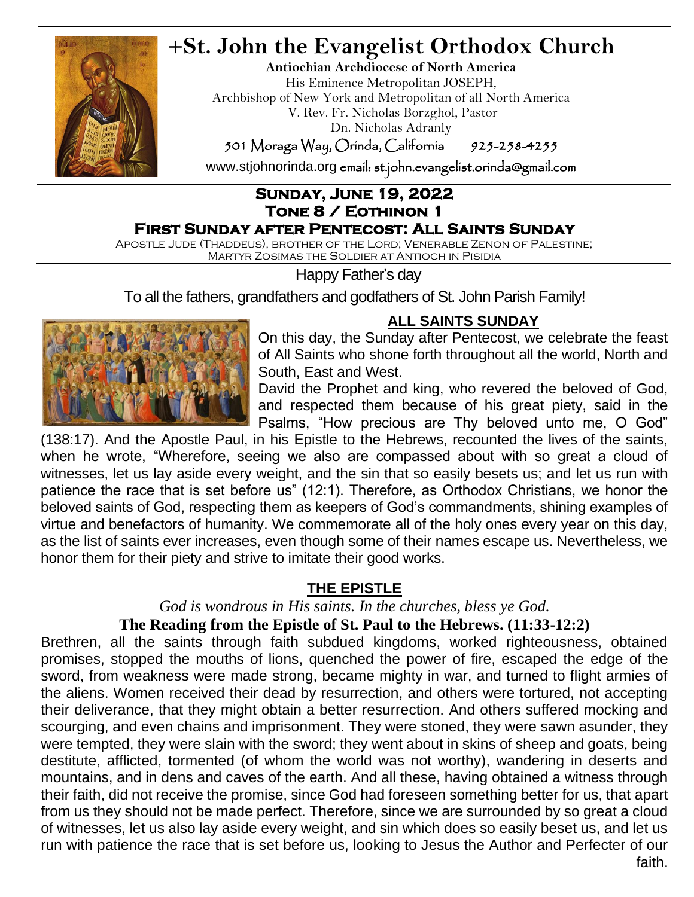# +St. John the Evangelist Orthodox Church

**Antiochian Archdiocese of North America**

His Eminence Metropolitan JOSEPH,
Archbishop of New York and Metropolitan of all North America
V. Rev. Fr. Nicholas Borzghol, Pastor
Dn. Nicholas Adranly

501 Moraga Way, Orinda, California 925-258-4255

www.stjohnorinda.org email: st.john.evangelist.orinda@gmail.com

## Sunday, June 19, 2022
## Tone 8 / Eothinon 1
## First Sunday after Pentecost: All Saints Sunday

Apostle Jude (Thaddeus), brother of the Lord; Venerable Zenon of Palestine; Martyr Zosimas the Soldier at Antioch in Pisidia

Happy Father's day

To all the fathers, grandfathers and godfathers of St. John Parish Family!

### ALL SAINTS SUNDAY

On this day, the Sunday after Pentecost, we celebrate the feast of All Saints who shone forth throughout all the world, North and South, East and West.

David the Prophet and king, who revered the beloved of God, and respected them because of his great piety, said in the Psalms, "How precious are Thy beloved unto me, O God" (138:17). And the Apostle Paul, in his Epistle to the Hebrews, recounted the lives of the saints, when he wrote, "Wherefore, seeing we also are compassed about with so great a cloud of witnesses, let us lay aside every weight, and the sin that so easily besets us; and let us run with patience the race that is set before us" (12:1). Therefore, as Orthodox Christians, we honor the beloved saints of God, respecting them as keepers of God's commandments, shining examples of virtue and benefactors of humanity. We commemorate all of the holy ones every year on this day, as the list of saints ever increases, even though some of their names escape us. Nevertheless, we honor them for their piety and strive to imitate their good works.

### THE EPISTLE

*God is wondrous in His saints. In the churches, bless ye God.*

**The Reading from the Epistle of St. Paul to the Hebrews. (11:33-12:2)**

Brethren, all the saints through faith subdued kingdoms, worked righteousness, obtained promises, stopped the mouths of lions, quenched the power of fire, escaped the edge of the sword, from weakness were made strong, became mighty in war, and turned to flight armies of the aliens. Women received their dead by resurrection, and others were tortured, not accepting their deliverance, that they might obtain a better resurrection. And others suffered mocking and scourging, and even chains and imprisonment. They were stoned, they were sawn asunder, they were tempted, they were slain with the sword; they went about in skins of sheep and goats, being destitute, afflicted, tormented (of whom the world was not worthy), wandering in deserts and mountains, and in dens and caves of the earth. And all these, having obtained a witness through their faith, did not receive the promise, since God had foreseen something better for us, that apart from us they should not be made perfect. Therefore, since we are surrounded by so great a cloud of witnesses, let us also lay aside every weight, and sin which does so easily beset us, and let us run with patience the race that is set before us, looking to Jesus the Author and Perfecter of our faith.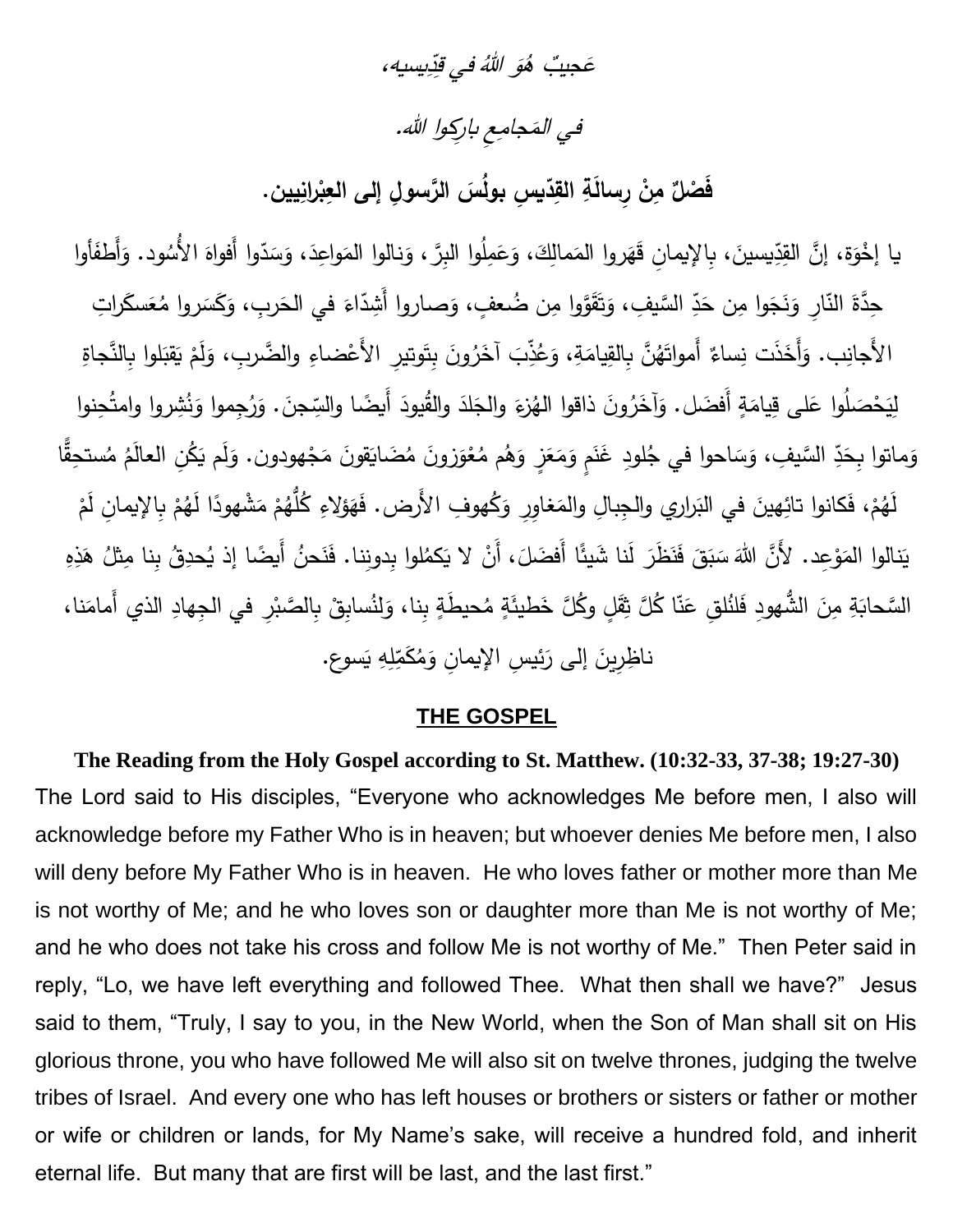*عَجيبٌ هُوَ اللهُ في قِدِّيسيهِ،*

*في المَجامِعِ بارِكوا الله.*

**فَصْلٌ مِنْ رِسالَةِ القِدّيسِ بولُسَ الرَّسولِ إلى العِبْرانِيين.**

يا إخْوَة، إنَّ القِدِّيسينَ، بِالإيمانِ قَهَروا المَمالِكَ، وَعَمِلُوا البِرَّ، وَنالوا المَواعِدَ، وَسَدّوا أَفواهَ الأُسُود. وَأَطفَأوا حِدَّةَ النّارِ وَنَجَوا مِن حَدِّ السَّيفِ، وَتَقَوَّوا مِن ضُعفٍ، وَصاروا أَشِدّاءَ في الحَربِ، وَكَسَروا مُعَسكَراتِ الأَجانِب. وَأَخَذَت نِساءٌ أَمواتَهُنَّ بِالقِيامَةِ، وَعُذِّبَ آخَرُونَ بِتَوتيرِ الأَعْضاءِ والضَّربِ، وَلَمْ يَقبَلوا بِالنَّجاةِ لِيَحْصَلُوا عَلى قِيامَةٍ أَفضَل. وَآخَرُونَ ذاقوا الهُزءَ والجَلدَ والقُيودَ أَيضًا والسِّجنَ. وَرُجِموا وَنُشِروا وامتُحِنوا وَماتوا بِحَدِّ السَّيفِ، وَساحوا في جُلودِ غَنَمٍ وَمَعَزٍ وَهُم مُعْوَزونَ مُضَايَقونَ مَجْهودون. وَلَم يَكُنِ العالَمُ مُستحِقًّا لَهُمْ، فَكانوا تائِهينَ في البَراري والجِبالِ والمَغاوِرِ وَكُهوفِ الأَرض. فَهَؤلاءِ كُلُّهُمْ مَشْهودًا لَهُمْ بِالإيمانِ لَمْ يَنالوا المَوْعِد. لأَنَّ اللهَ سَبَقَ فَنَظَرَ لَنا شَيئًا أَفضَلَ، أَنْ لا يَكمُلوا بِدونِنا. فَنَحنُ أَيضًا إذ يُحدِقُ بِنا مِثلُ هَذِهِ السَّحابَةِ مِنَ الشُّهودِ فَلْنُلقِ عَنّا كُلَّ ثِقَلٍ وكُلَّ خَطيئَةٍ مُحيطَةٍ بِنا، وَلْنُسابِقْ بِالصَّبْرِ في الجِهادِ الذي أَمامَنا، ناظِرِينَ إلى رَئيسِ الإيمانِ وَمُكَمِّلِهِ يَسوع.

## THE GOSPEL

**The Reading from the Holy Gospel according to St. Matthew. (10:32-33, 37-38; 19:27-30)**

The Lord said to His disciples, "Everyone who acknowledges Me before men, I also will acknowledge before my Father Who is in heaven; but whoever denies Me before men, I also will deny before My Father Who is in heaven. He who loves father or mother more than Me is not worthy of Me; and he who loves son or daughter more than Me is not worthy of Me; and he who does not take his cross and follow Me is not worthy of Me." Then Peter said in reply, "Lo, we have left everything and followed Thee. What then shall we have?" Jesus said to them, "Truly, I say to you, in the New World, when the Son of Man shall sit on His glorious throne, you who have followed Me will also sit on twelve thrones, judging the twelve tribes of Israel. And every one who has left houses or brothers or sisters or father or mother or wife or children or lands, for My Name's sake, will receive a hundred fold, and inherit eternal life. But many that are first will be last, and the last first."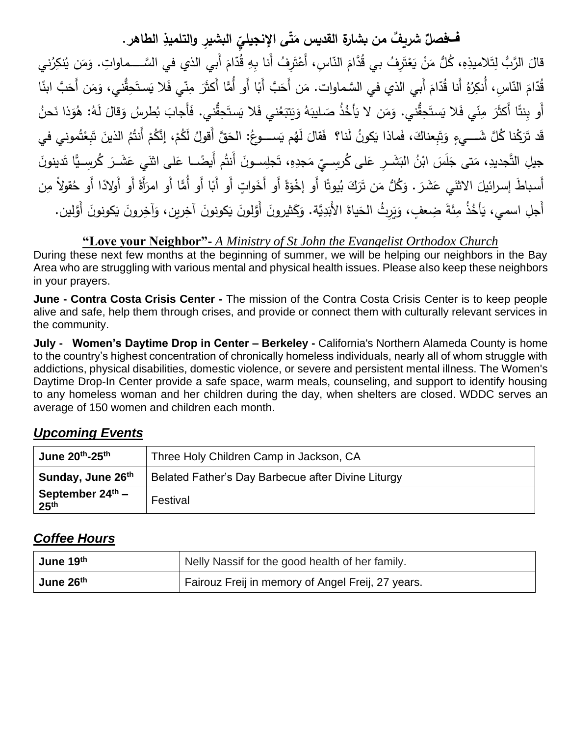**فـفصلٌ شريفٌ من بشارة القديس مَتّى الإنجيليّ البشيرِ والتلميذِ الطاهر.**

قالَ الرَّبُّ لِتَلاميذِهِ، كُلُّ مَنْ يَعْتَرِفُ بي قُدَّامَ النّاسِ، أَعْتَرِفُ أَنا بِهِ قُدّامَ أَبي الذي في السَّـــماواتِ. وَمَن يُنكِرُني قُدّامَ النّاسِ، أُنكِرُهُ أَنا قُدّامَ أَبي الذي في السَّماوات. مَن أَحَبَّ أَبًا أَو أُمًّا أَكثَرَ مِنّي فَلا يَستَحِقُّني، وَمَن أَحَبَّ ابنًا أَو بِنتًا أَكثَرَ مِنّي فَلا يَستَحِقُّني. وَمَن لا يَأخُذُ صَليبَهُ وَيَتبَعُني فَلا يَستَحِقُّني. فَأَجابَ بُطرسُ وَقالَ لَهُ: هُوَذا نَحنُ قَد تَرَكْنا كُلَّ شَـــيءٍ وَتَبِعناكَ، فَماذا يَكونُ لَنا؟ فَقالَ لَهُم يَســـوعُ: الحَقَّ أَقولُ لَكُمْ، إِنَّكُمْ أَنتُمُ الذينَ تَبِعْتُموني في جيلِ التَّجديدِ، مَتى جَلَسَ ابْنُ البَشَـرِ عَلى كُرسِـيِّ مَجدِهِ، تَجلِسـونَ أَنتُم أَيضًـا عَلى اثنَي عَشَـرَ كُرسِـيًّا تَدينونَ أَسباطَ إِسرائيلَ الاثنَي عَشَرَ. وَكُلُّ مَن تَرَكَ بُيوتًا أَو إِخْوَةً أَو أَخَواتٍ أَو أَبًا أَو أُمًّا أَو امرَأَةً أَو أَولادًا أَو حُقولاً مِن أَجلِ اسمي، يَأخُذُ مِئَةَ ضِعفٍ، وَيَرِثُ الحَياةَ الأَبَدِيَّة. وَكَثيرونَ أَوَّلونَ يَكونونَ آخِرِين، وَآخِرونَ يَكونونَ أَوَّلين.

**"Love your Neighbor"**- *A Ministry of St John the Evangelist Orthodox Church*

During these next few months at the beginning of summer, we will be helping our neighbors in the Bay Area who are struggling with various mental and physical health issues. Please also keep these neighbors in your prayers.

**June - Contra Costa Crisis Center -** The mission of the Contra Costa Crisis Center is to keep people alive and safe, help them through crises, and provide or connect them with culturally relevant services in the community.

**July - Women's Daytime Drop in Center – Berkeley -** California's Northern Alameda County is home to the country's highest concentration of chronically homeless individuals, nearly all of whom struggle with addictions, physical disabilities, domestic violence, or severe and persistent mental illness. The Women's Daytime Drop-In Center provide a safe space, warm meals, counseling, and support to identify housing to any homeless woman and her children during the day, when shelters are closed. WDDC serves an average of 150 women and children each month.

## ***Upcoming Events***

| | |
|---|---|
| **June 20th-25th** | Three Holy Children Camp in Jackson, CA |
| **Sunday, June 26th** | Belated Father's Day Barbecue after Divine Liturgy |
| **September 24th – 25th** | Festival |

## ***Coffee Hours***

| | |
|---|---|
| **June 19th** | Nelly Nassif for the good health of her family. |
| **June 26th** | Fairouz Freij in memory of Angel Freij, 27 years. |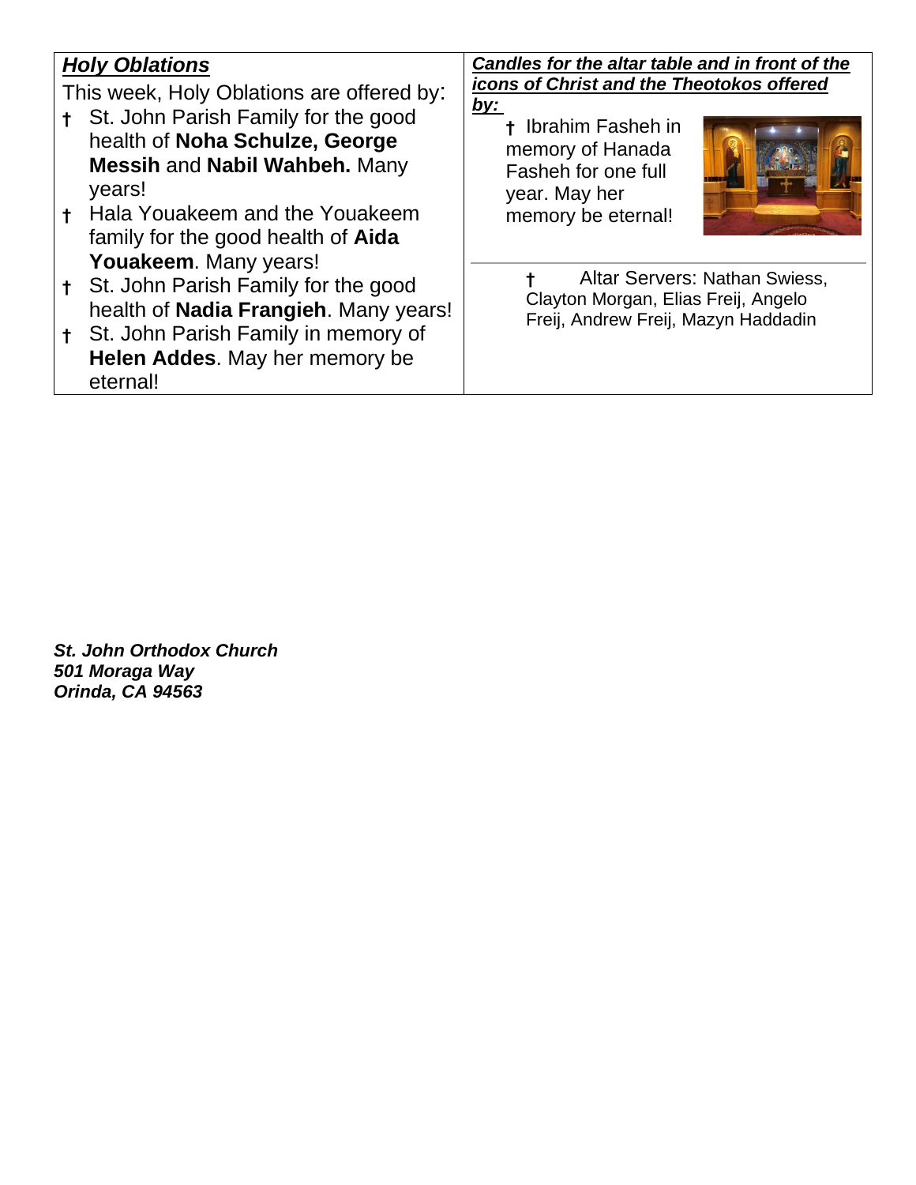## *Holy Oblations*

This week, Holy Oblations are offered by:

- † St. John Parish Family for the good health of **Noha Schulze, George Messih** and **Nabil Wahbeh.** Many years!
- † Hala Youakeem and the Youakeem family for the good health of **Aida Youakeem**. Many years!
- † St. John Parish Family for the good health of **Nadia Frangieh**. Many years!
- † St. John Parish Family in memory of **Helen Addes**. May her memory be eternal!

***Candles for the altar table and in front of the icons of Christ and the Theotokos offered by:***

† Ibrahim Fasheh in memory of Hanada Fasheh for one full year. May her memory be eternal!

† Altar Servers: Nathan Swiess, Clayton Morgan, Elias Freij, Angelo Freij, Andrew Freij, Mazyn Haddadin

***St. John Orthodox Church***
***501 Moraga Way***
***Orinda, CA 94563***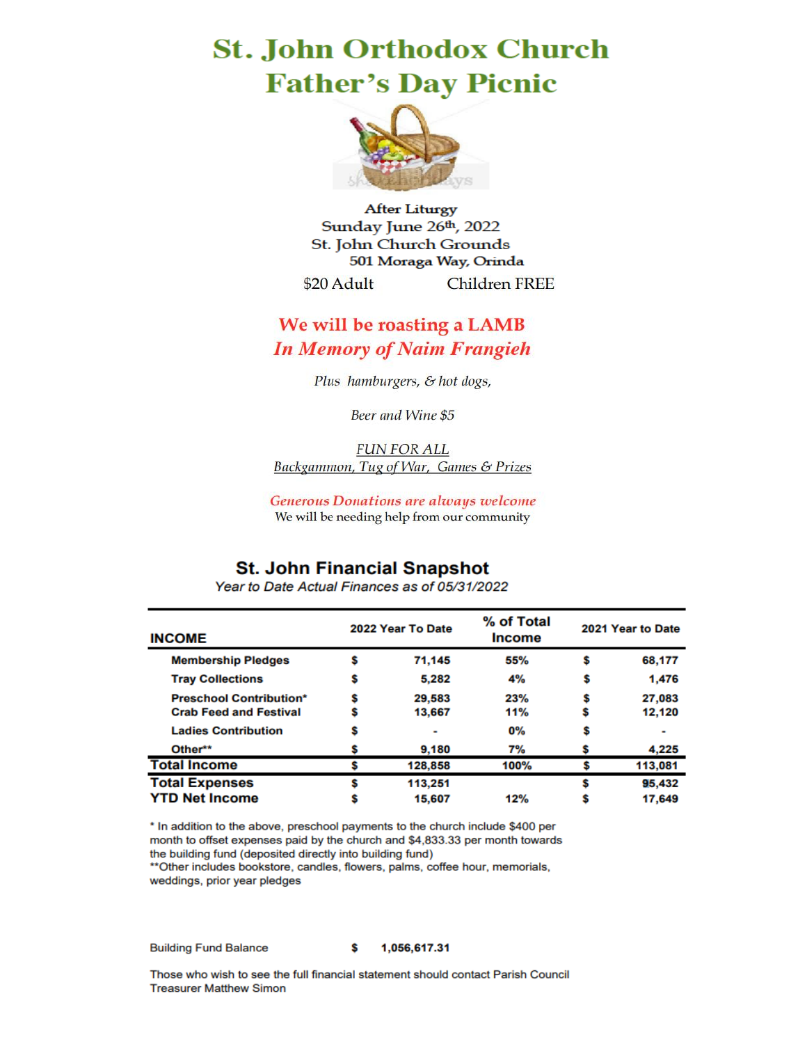# St. John Orthodox Church
# Father's Day Picnic

After Liturgy
Sunday June 26th, 2022
St. John Church Grounds
501 Moraga Way, Orinda

$20 Adult Children FREE

**We will be roasting a LAMB**
***In Memory of Naim Frangieh***

*Plus hamburgers, & hot dogs,*

*Beer and Wine $5*

*FUN FOR ALL*
*Backgammon, Tug of War, Games & Prizes*

*Generous Donations are always welcome*
We will be needing help from our community

## St. John Financial Snapshot

*Year to Date Actual Finances as of 05/31/2022*

| INCOME | 2022 Year To Date | % of Total Income | 2021 Year to Date |
|---|---|---|---|
| Membership Pledges | $ 71,145 | 55% | $ 68,177 |
| Tray Collections | $ 5,282 | 4% | $ 1,476 |
| Preschool Contribution* | $ 29,583 | 23% | $ 27,083 |
| Crab Feed and Festival | $ 13,667 | 11% | $ 12,120 |
| Ladies Contribution | $ - | 0% | $ - |
| Other** | $ 9,180 | 7% | $ 4,225 |
| **Total Income** | $ 128,858 | 100% | $ 113,081 |
| **Total Expenses** | $ 113,251 | | $ 95,432 |
| **YTD Net Income** | $ 15,607 | 12% | $ 17,649 |

\* In addition to the above, preschool payments to the church include $400 per month to offset expenses paid by the church and $4,833.33 per month towards the building fund (deposited directly into building fund)
\*\*Other includes bookstore, candles, flowers, palms, coffee hour, memorials, weddings, prior year pledges

Building Fund Balance $ 1,056,617.31

Those who wish to see the full financial statement should contact Parish Council Treasurer Matthew Simon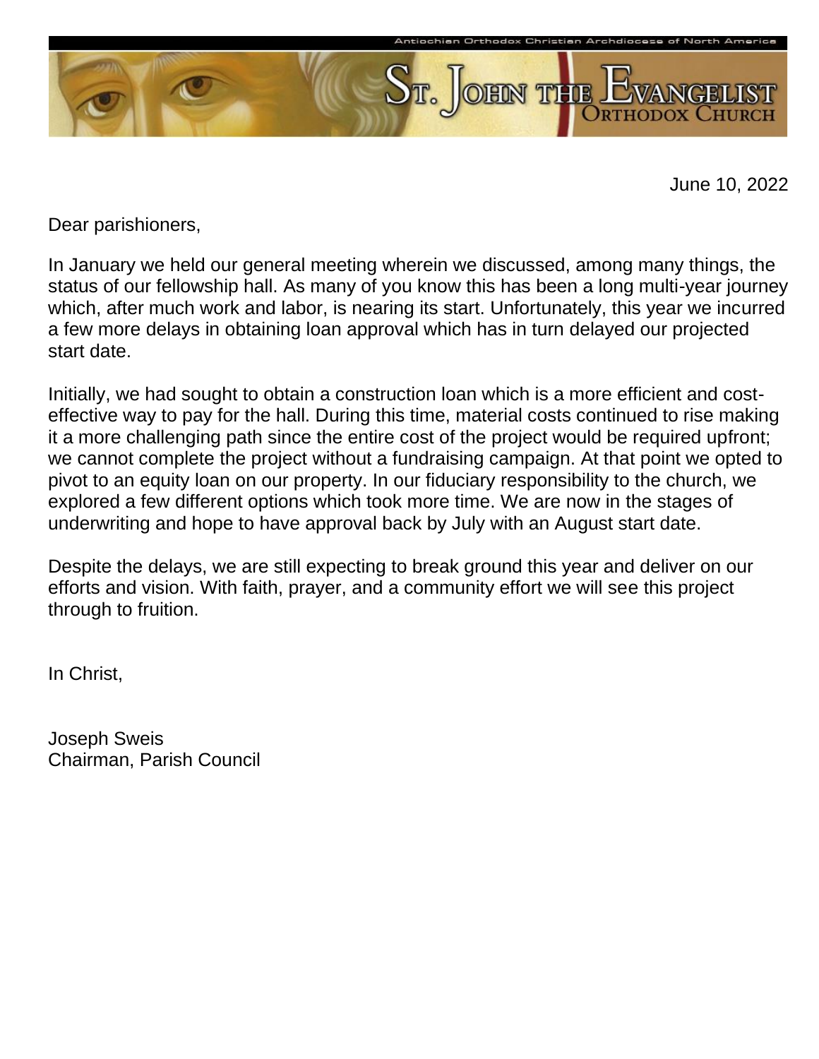Antiochian Orthodox Christian Archdiocese of North America

# St. John the Evangelist Orthodox Church

June 10, 2022

Dear parishioners,

In January we held our general meeting wherein we discussed, among many things, the status of our fellowship hall. As many of you know this has been a long multi-year journey which, after much work and labor, is nearing its start. Unfortunately, this year we incurred a few more delays in obtaining loan approval which has in turn delayed our projected start date.

Initially, we had sought to obtain a construction loan which is a more efficient and cost-effective way to pay for the hall. During this time, material costs continued to rise making it a more challenging path since the entire cost of the project would be required upfront; we cannot complete the project without a fundraising campaign. At that point we opted to pivot to an equity loan on our property. In our fiduciary responsibility to the church, we explored a few different options which took more time. We are now in the stages of underwriting and hope to have approval back by July with an August start date.

Despite the delays, we are still expecting to break ground this year and deliver on our efforts and vision. With faith, prayer, and a community effort we will see this project through to fruition.

In Christ,

Joseph Sweis
Chairman, Parish Council